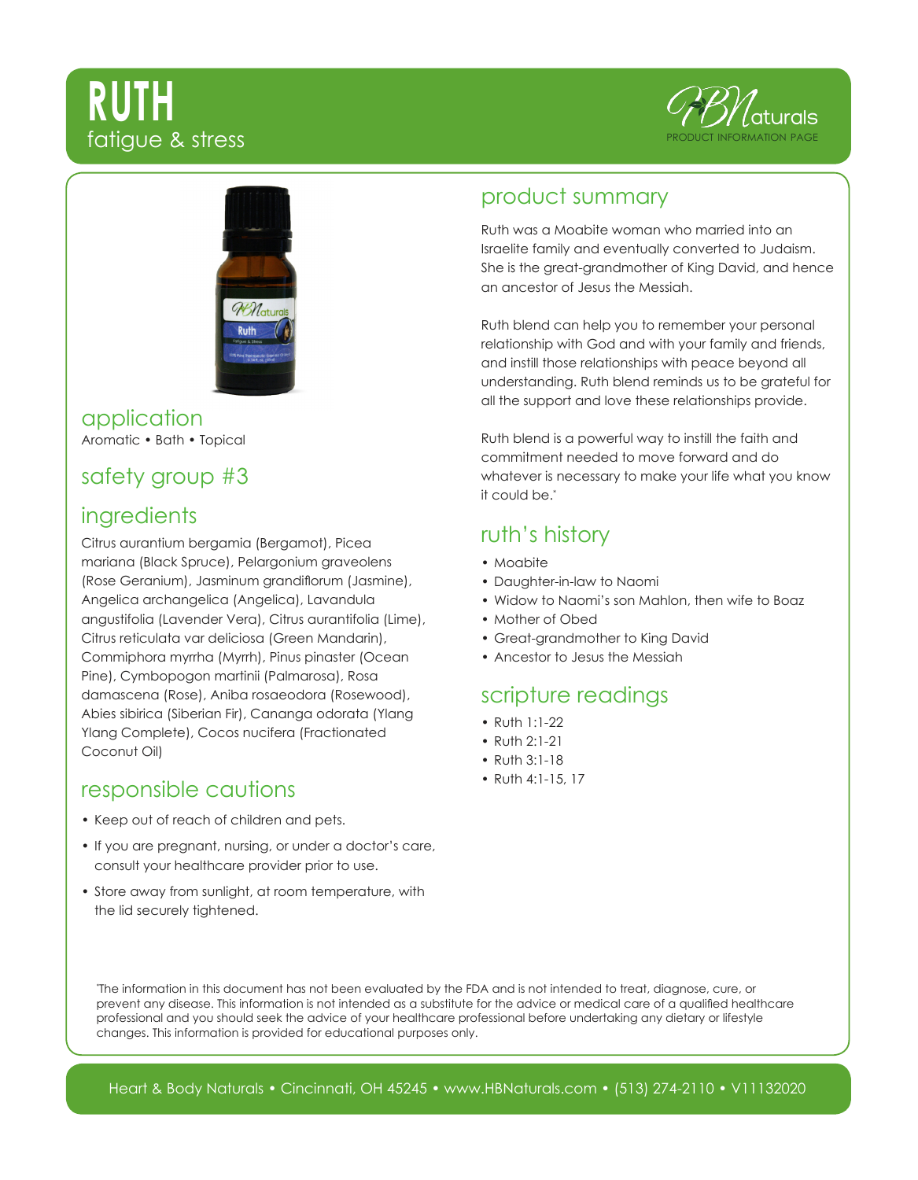# RUTH

fatigue & stress

HBNaturals
PRODUCT INFORMATION PAGE

## application

Aromatic • Bath • Topical

## safety group #3

## ingredients

Citrus aurantium bergamia (Bergamot), Picea mariana (Black Spruce), Pelargonium graveolens (Rose Geranium), Jasminum grandiflorum (Jasmine), Angelica archangelica (Angelica), Lavandula angustifolia (Lavender Vera), Citrus aurantifolia (Lime), Citrus reticulata var deliciosa (Green Mandarin), Commiphora myrrha (Myrrh), Pinus pinaster (Ocean Pine), Cymbopogon martinii (Palmarosa), Rosa damascena (Rose), Aniba rosaeodora (Rosewood), Abies sibirica (Siberian Fir), Cananga odorata (Ylang Ylang Complete), Cocos nucifera (Fractionated Coconut Oil)

## responsible cautions

- Keep out of reach of children and pets.
- If you are pregnant, nursing, or under a doctor's care, consult your healthcare provider prior to use.
- Store away from sunlight, at room temperature, with the lid securely tightened.

## product summary

Ruth was a Moabite woman who married into an Israelite family and eventually converted to Judaism. She is the great-grandmother of King David, and hence an ancestor of Jesus the Messiah.

Ruth blend can help you to remember your personal relationship with God and with your family and friends, and instill those relationships with peace beyond all understanding. Ruth blend reminds us to be grateful for all the support and love these relationships provide.

Ruth blend is a powerful way to instill the faith and commitment needed to move forward and do whatever is necessary to make your life what you know it could be.*

## ruth's history

- Moabite
- Daughter-in-law to Naomi
- Widow to Naomi's son Mahlon, then wife to Boaz
- Mother of Obed
- Great-grandmother to King David
- Ancestor to Jesus the Messiah

## scripture readings

- Ruth 1:1-22
- Ruth 2:1-21
- Ruth 3:1-18
- Ruth 4:1-15, 17

*The information in this document has not been evaluated by the FDA and is not intended to treat, diagnose, cure, or prevent any disease. This information is not intended as a substitute for the advice or medical care of a qualified healthcare professional and you should seek the advice of your healthcare professional before undertaking any dietary or lifestyle changes. This information is provided for educational purposes only.

Heart & Body Naturals • Cincinnati, OH 45245 • www.HBNaturals.com • (513) 274-2110 • V11132020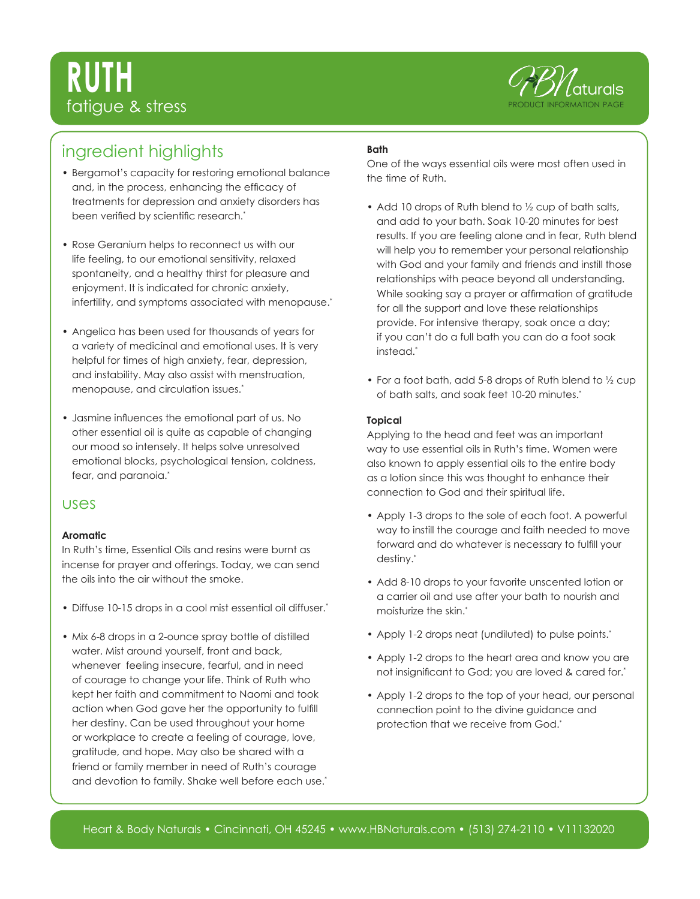# RUTH

fatigue & stress

HBNaturals
PRODUCT INFORMATION PAGE

## ingredient highlights

- Bergamot's capacity for restoring emotional balance and, in the process, enhancing the efficacy of treatments for depression and anxiety disorders has been verified by scientific research.*
- Rose Geranium helps to reconnect us with our life feeling, to our emotional sensitivity, relaxed spontaneity, and a healthy thirst for pleasure and enjoyment. It is indicated for chronic anxiety, infertility, and symptoms associated with menopause.*
- Angelica has been used for thousands of years for a variety of medicinal and emotional uses. It is very helpful for times of high anxiety, fear, depression, and instability. May also assist with menstruation, menopause, and circulation issues.*
- Jasmine influences the emotional part of us. No other essential oil is quite as capable of changing our mood so intensely. It helps solve unresolved emotional blocks, psychological tension, coldness, fear, and paranoia.*

## uses

**Aromatic**

In Ruth's time, Essential Oils and resins were burnt as incense for prayer and offerings. Today, we can send the oils into the air without the smoke.

- Diffuse 10-15 drops in a cool mist essential oil diffuser.*
- Mix 6-8 drops in a 2-ounce spray bottle of distilled water. Mist around yourself, front and back, whenever feeling insecure, fearful, and in need of courage to change your life. Think of Ruth who kept her faith and commitment to Naomi and took action when God gave her the opportunity to fulfill her destiny. Can be used throughout your home or workplace to create a feeling of courage, love, gratitude, and hope. May also be shared with a friend or family member in need of Ruth's courage and devotion to family. Shake well before each use.*

**Bath**

One of the ways essential oils were most often used in the time of Ruth.

- Add 10 drops of Ruth blend to ½ cup of bath salts, and add to your bath. Soak 10-20 minutes for best results. If you are feeling alone and in fear, Ruth blend will help you to remember your personal relationship with God and your family and friends and instill those relationships with peace beyond all understanding. While soaking say a prayer or affirmation of gratitude for all the support and love these relationships provide. For intensive therapy, soak once a day; if you can't do a full bath you can do a foot soak instead.*
- For a foot bath, add 5-8 drops of Ruth blend to ½ cup of bath salts, and soak feet 10-20 minutes.*

**Topical**

Applying to the head and feet was an important way to use essential oils in Ruth's time. Women were also known to apply essential oils to the entire body as a lotion since this was thought to enhance their connection to God and their spiritual life.

- Apply 1-3 drops to the sole of each foot. A powerful way to instill the courage and faith needed to move forward and do whatever is necessary to fulfill your destiny.*
- Add 8-10 drops to your favorite unscented lotion or a carrier oil and use after your bath to nourish and moisturize the skin.*
- Apply 1-2 drops neat (undiluted) to pulse points.*
- Apply 1-2 drops to the heart area and know you are not insignificant to God; you are loved & cared for.*
- Apply 1-2 drops to the top of your head, our personal connection point to the divine guidance and protection that we receive from God.*

Heart & Body Naturals • Cincinnati, OH 45245 • www.HBNaturals.com • (513) 274-2110 • V11132020